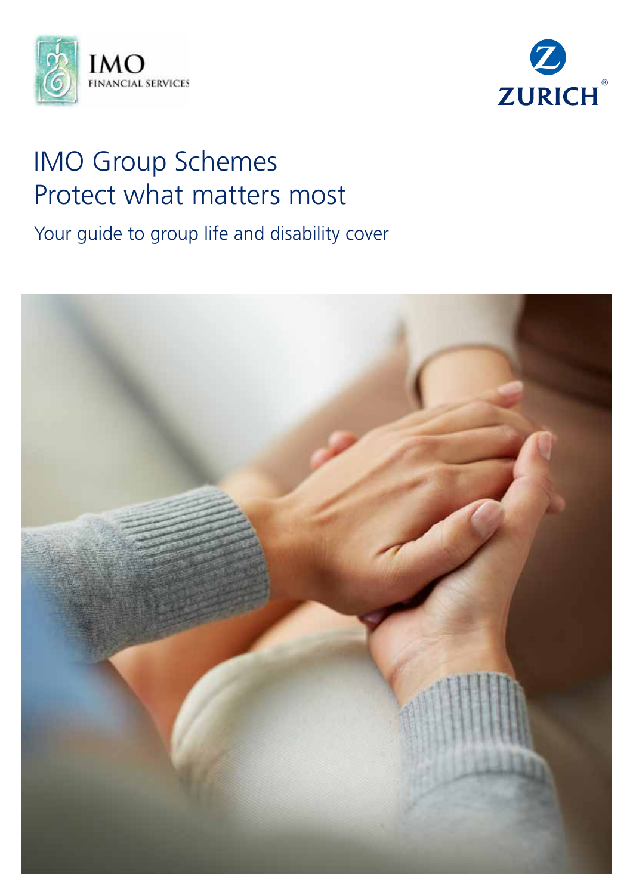IMO FINANCIAL SERVICES

ZURICH®

# IMO Group Schemes
# Protect what matters most

## Your guide to group life and disability cover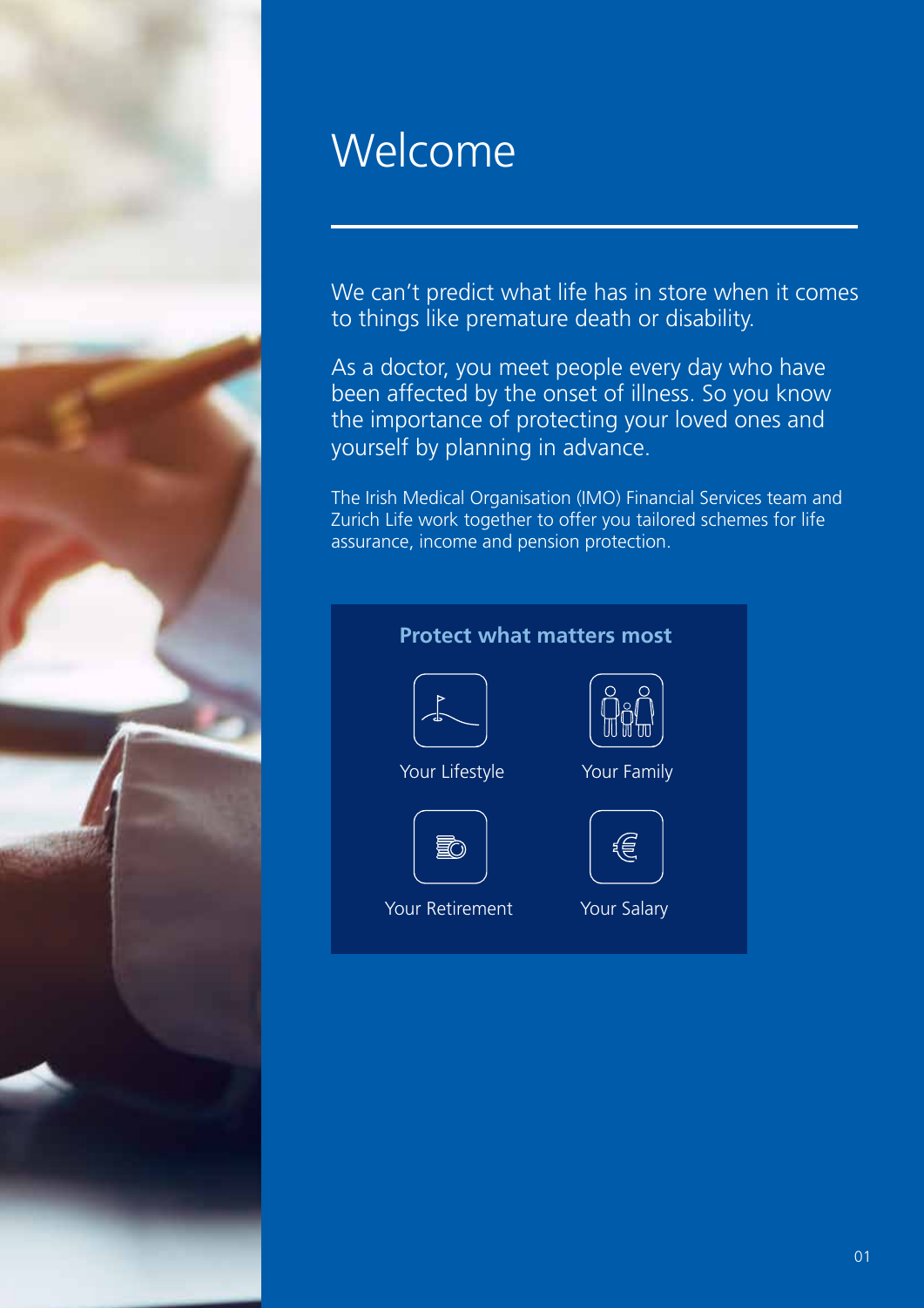# Welcome

We can't predict what life has in store when it comes to things like premature death or disability.

As a doctor, you meet people every day who have been affected by the onset of illness. So you know the importance of protecting your loved ones and yourself by planning in advance.

The Irish Medical Organisation (IMO) Financial Services team and Zurich Life work together to offer you tailored schemes for life assurance, income and pension protection.

**Protect what matters most**

- Your Lifestyle
- Your Family
- Your Retirement
- Your Salary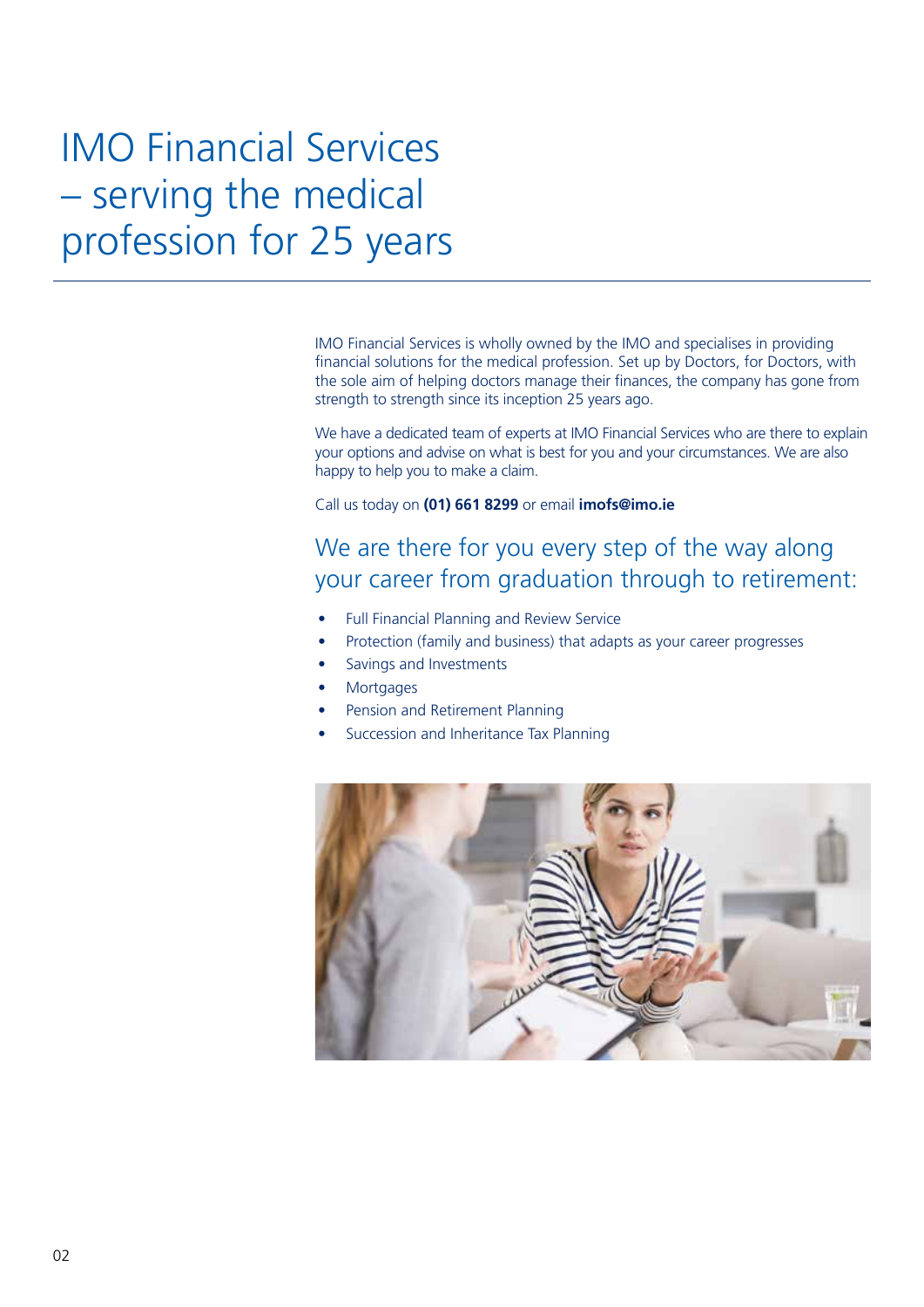# IMO Financial Services – serving the medical profession for 25 years

IMO Financial Services is wholly owned by the IMO and specialises in providing financial solutions for the medical profession. Set up by Doctors, for Doctors, with the sole aim of helping doctors manage their finances, the company has gone from strength to strength since its inception 25 years ago.

We have a dedicated team of experts at IMO Financial Services who are there to explain your options and advise on what is best for you and your circumstances. We are also happy to help you to make a claim.

Call us today on **(01) 661 8299** or email **imofs@imo.ie**

## We are there for you every step of the way along your career from graduation through to retirement:

- Full Financial Planning and Review Service
- Protection (family and business) that adapts as your career progresses
- Savings and Investments
- Mortgages
- Pension and Retirement Planning
- Succession and Inheritance Tax Planning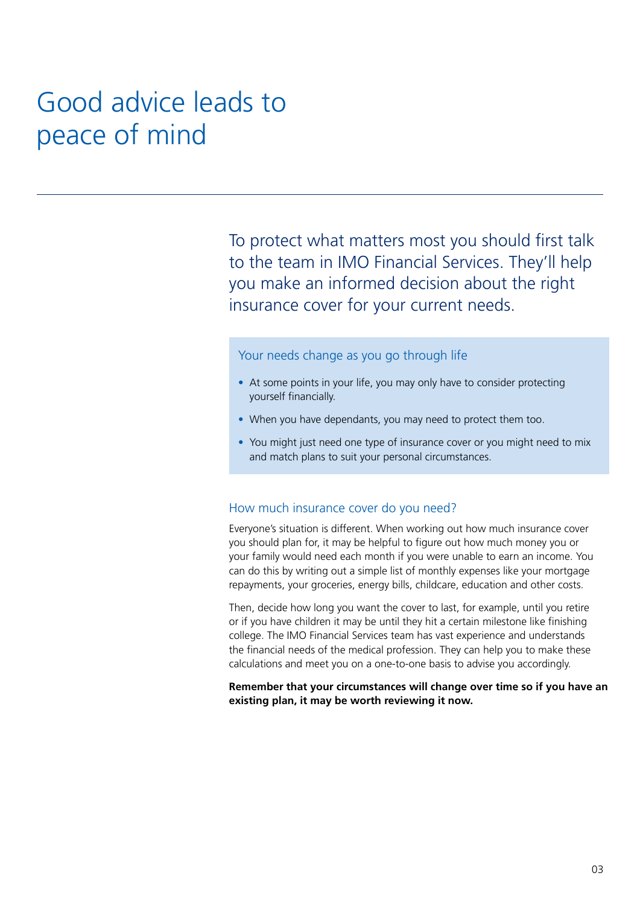# Good advice leads to peace of mind

To protect what matters most you should first talk to the team in IMO Financial Services. They'll help you make an informed decision about the right insurance cover for your current needs.

### Your needs change as you go through life

- At some points in your life, you may only have to consider protecting yourself financially.
- When you have dependants, you may need to protect them too.
- You might just need one type of insurance cover or you might need to mix and match plans to suit your personal circumstances.

### How much insurance cover do you need?

Everyone's situation is different. When working out how much insurance cover you should plan for, it may be helpful to figure out how much money you or your family would need each month if you were unable to earn an income. You can do this by writing out a simple list of monthly expenses like your mortgage repayments, your groceries, energy bills, childcare, education and other costs.

Then, decide how long you want the cover to last, for example, until you retire or if you have children it may be until they hit a certain milestone like finishing college. The IMO Financial Services team has vast experience and understands the financial needs of the medical profession. They can help you to make these calculations and meet you on a one-to-one basis to advise you accordingly.

**Remember that your circumstances will change over time so if you have an existing plan, it may be worth reviewing it now.**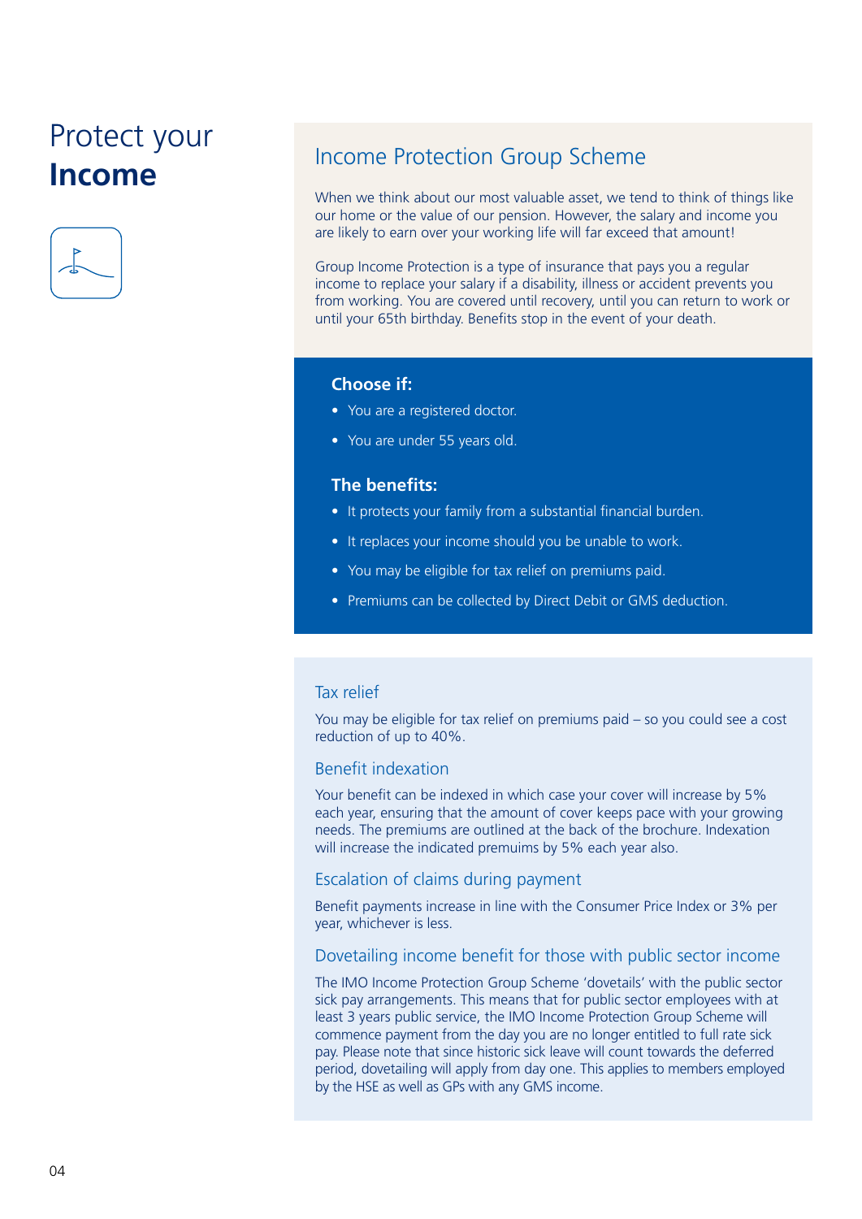# Protect your **Income**

## Income Protection Group Scheme

When we think about our most valuable asset, we tend to think of things like our home or the value of our pension. However, the salary and income you are likely to earn over your working life will far exceed that amount!

Group Income Protection is a type of insurance that pays you a regular income to replace your salary if a disability, illness or accident prevents you from working. You are covered until recovery, until you can return to work or until your 65th birthday. Benefits stop in the event of your death.

### Choose if:

- You are a registered doctor.
- You are under 55 years old.

### The benefits:

- It protects your family from a substantial financial burden.
- It replaces your income should you be unable to work.
- You may be eligible for tax relief on premiums paid.
- Premiums can be collected by Direct Debit or GMS deduction.

### Tax relief

You may be eligible for tax relief on premiums paid – so you could see a cost reduction of up to 40%.

### Benefit indexation

Your benefit can be indexed in which case your cover will increase by 5% each year, ensuring that the amount of cover keeps pace with your growing needs. The premiums are outlined at the back of the brochure. Indexation will increase the indicated premuims by 5% each year also.

### Escalation of claims during payment

Benefit payments increase in line with the Consumer Price Index or 3% per year, whichever is less.

### Dovetailing income benefit for those with public sector income

The IMO Income Protection Group Scheme 'dovetails' with the public sector sick pay arrangements. This means that for public sector employees with at least 3 years public service, the IMO Income Protection Group Scheme will commence payment from the day you are no longer entitled to full rate sick pay. Please note that since historic sick leave will count towards the deferred period, dovetailing will apply from day one. This applies to members employed by the HSE as well as GPs with any GMS income.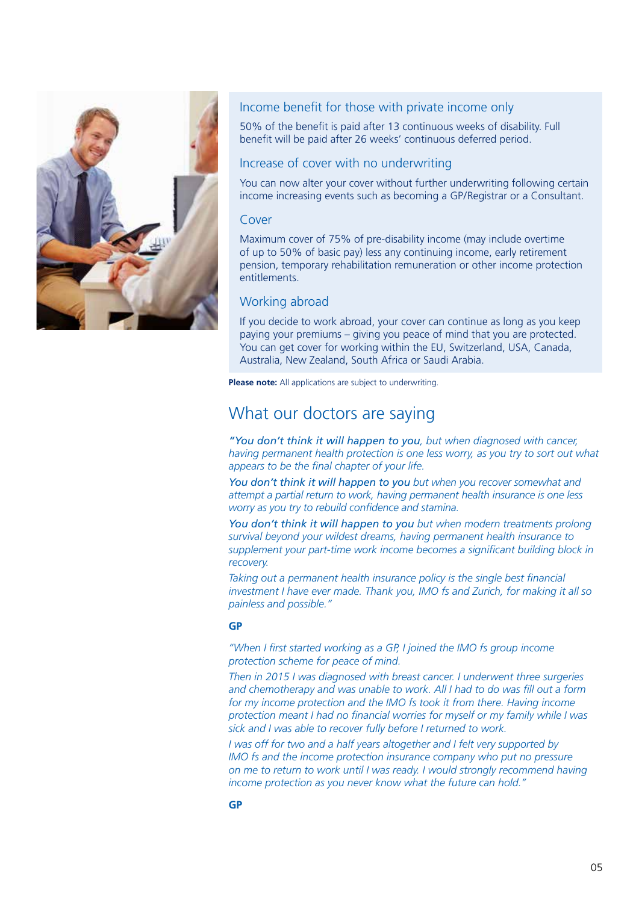### Income benefit for those with private income only

50% of the benefit is paid after 13 continuous weeks of disability. Full benefit will be paid after 26 weeks' continuous deferred period.

### Increase of cover with no underwriting

You can now alter your cover without further underwriting following certain income increasing events such as becoming a GP/Registrar or a Consultant.

### Cover

Maximum cover of 75% of pre-disability income (may include overtime of up to 50% of basic pay) less any continuing income, early retirement pension, temporary rehabilitation remuneration or other income protection entitlements.

### Working abroad

If you decide to work abroad, your cover can continue as long as you keep paying your premiums – giving you peace of mind that you are protected. You can get cover for working within the EU, Switzerland, USA, Canada, Australia, New Zealand, South Africa or Saudi Arabia.

**Please note:** All applications are subject to underwriting.

## What our doctors are saying

*"**You don't think it will happen to you**, but when diagnosed with cancer, having permanent health protection is one less worry, as you try to sort out what appears to be the final chapter of your life.*

***You don't think it will happen to you** but when you recover somewhat and attempt a partial return to work, having permanent health insurance is one less worry as you try to rebuild confidence and stamina.*

***You don't think it will happen to you** but when modern treatments prolong survival beyond your wildest dreams, having permanent health insurance to supplement your part-time work income becomes a significant building block in recovery.*

*Taking out a permanent health insurance policy is the single best financial investment I have ever made. Thank you, IMO fs and Zurich, for making it all so painless and possible."*

**GP**

*"When I first started working as a GP, I joined the IMO fs group income protection scheme for peace of mind.*

*Then in 2015 I was diagnosed with breast cancer. I underwent three surgeries and chemotherapy and was unable to work. All I had to do was fill out a form for my income protection and the IMO fs took it from there. Having income protection meant I had no financial worries for myself or my family while I was sick and I was able to recover fully before I returned to work.*

*I was off for two and a half years altogether and I felt very supported by IMO fs and the income protection insurance company who put no pressure on me to return to work until I was ready. I would strongly recommend having income protection as you never know what the future can hold."*

**GP**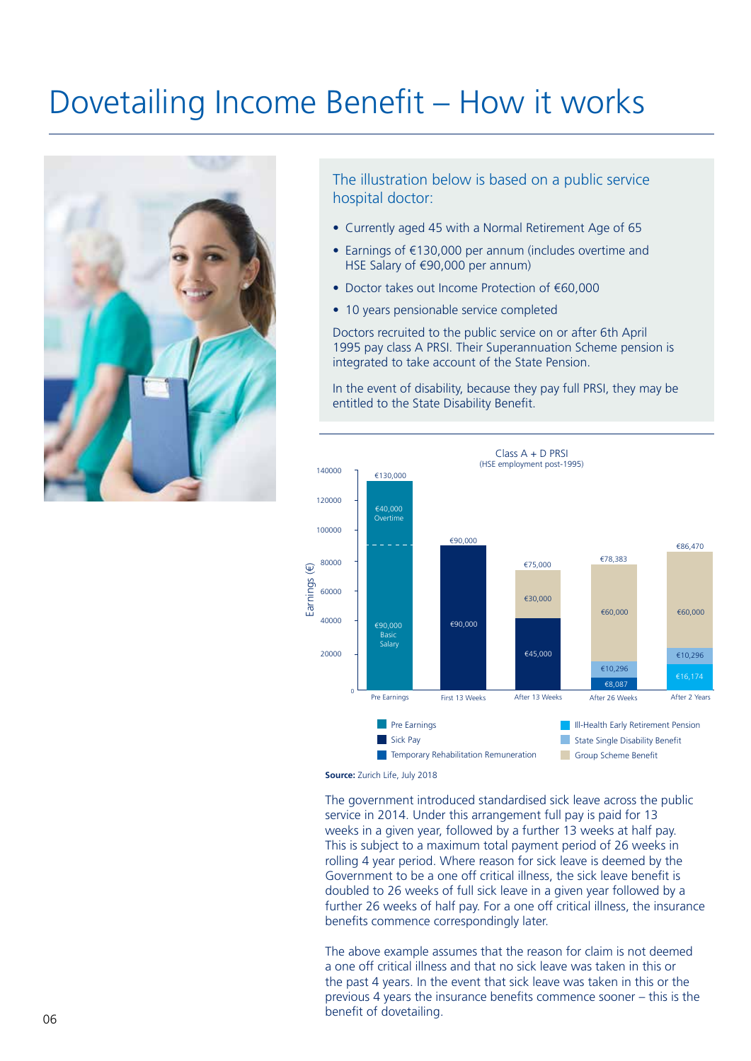# Dovetailing Income Benefit – How it works

The illustration below is based on a public service hospital doctor:

- Currently aged 45 with a Normal Retirement Age of 65
- Earnings of €130,000 per annum (includes overtime and HSE Salary of €90,000 per annum)
- Doctor takes out Income Protection of €60,000
- 10 years pensionable service completed

Doctors recruited to the public service on or after 6th April 1995 pay class A PRSI. Their Superannuation Scheme pension is integrated to take account of the State Pension.

In the event of disability, because they pay full PRSI, they may be entitled to the State Disability Benefit.

**Class A + D PRSI** (HSE employment post-1995)

| Period | Pre Earnings | Sick Pay | Temporary Rehabilitation Remuneration | Ill-Health Early Retirement Pension | State Single Disability Benefit | Group Scheme Benefit | Total |
|---|---|---|---|---|---|---|---|
| Pre Earnings | €90,000 Basic Salary + €40,000 Overtime | | | | | | €130,000 |
| First 13 Weeks | | €90,000 | | | | | €90,000 |
| After 13 Weeks | | €45,000 | | | | €30,000 | €75,000 |
| After 26 Weeks | | | €8,087 | | €10,296 | €60,000 | €78,383 |
| After 2 Years | | | | €16,174 | €10,296 | €60,000 | €86,470 |

**Source:** Zurich Life, July 2018

The government introduced standardised sick leave across the public service in 2014. Under this arrangement full pay is paid for 13 weeks in a given year, followed by a further 13 weeks at half pay. This is subject to a maximum total payment period of 26 weeks in rolling 4 year period. Where reason for sick leave is deemed by the Government to be a one off critical illness, the sick leave benefit is doubled to 26 weeks of full sick leave in a given year followed by a further 26 weeks of half pay. For a one off critical illness, the insurance benefits commence correspondingly later.

The above example assumes that the reason for claim is not deemed a one off critical illness and that no sick leave was taken in this or the past 4 years. In the event that sick leave was taken in this or the previous 4 years the insurance benefits commence sooner – this is the benefit of dovetailing.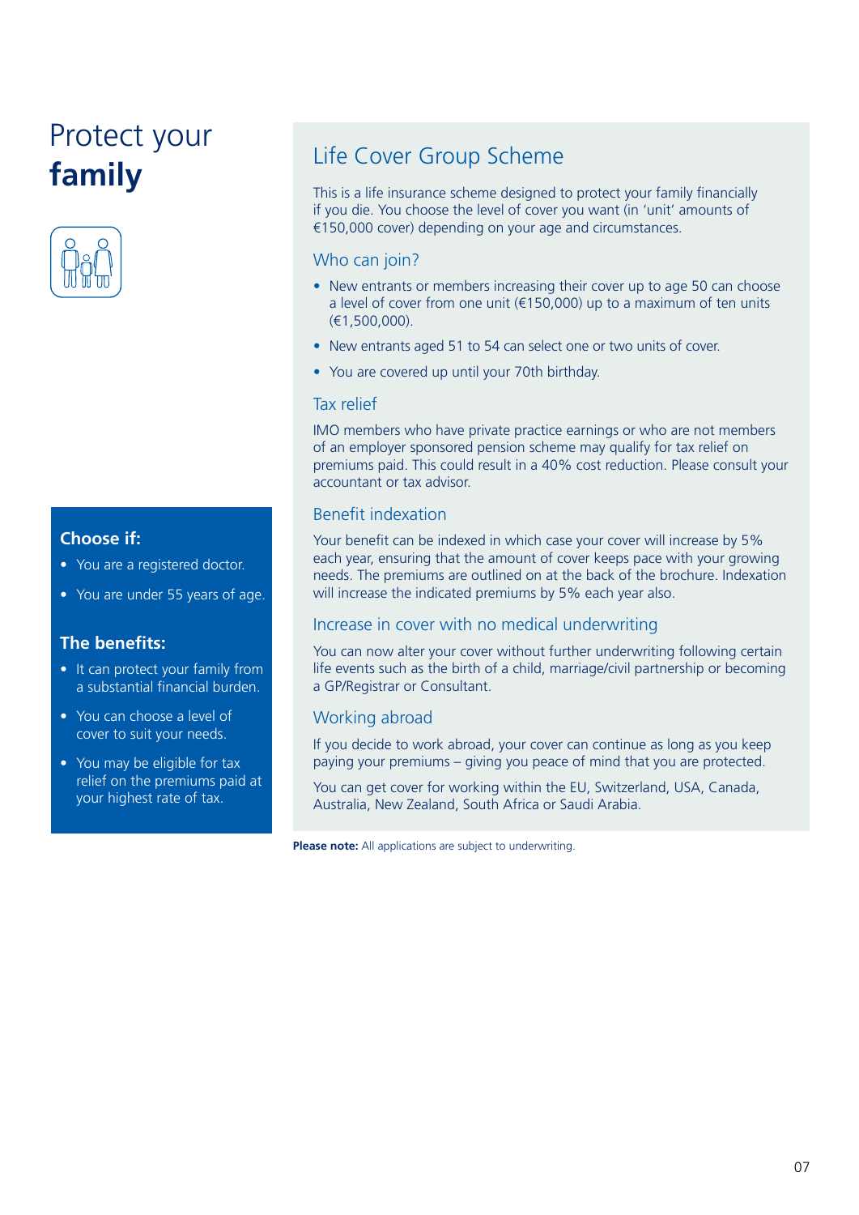# Protect your **family**

## Choose if:

- You are a registered doctor.
- You are under 55 years of age.

## The benefits:

- It can protect your family from a substantial financial burden.
- You can choose a level of cover to suit your needs.
- You may be eligible for tax relief on the premiums paid at your highest rate of tax.

## Life Cover Group Scheme

This is a life insurance scheme designed to protect your family financially if you die. You choose the level of cover you want (in 'unit' amounts of €150,000 cover) depending on your age and circumstances.

### Who can join?

- New entrants or members increasing their cover up to age 50 can choose a level of cover from one unit (€150,000) up to a maximum of ten units (€1,500,000).
- New entrants aged 51 to 54 can select one or two units of cover.
- You are covered up until your 70th birthday.

### Tax relief

IMO members who have private practice earnings or who are not members of an employer sponsored pension scheme may qualify for tax relief on premiums paid. This could result in a 40% cost reduction. Please consult your accountant or tax advisor.

### Benefit indexation

Your benefit can be indexed in which case your cover will increase by 5% each year, ensuring that the amount of cover keeps pace with your growing needs. The premiums are outlined on at the back of the brochure. Indexation will increase the indicated premiums by 5% each year also.

### Increase in cover with no medical underwriting

You can now alter your cover without further underwriting following certain life events such as the birth of a child, marriage/civil partnership or becoming a GP/Registrar or Consultant.

### Working abroad

If you decide to work abroad, your cover can continue as long as you keep paying your premiums – giving you peace of mind that you are protected.

You can get cover for working within the EU, Switzerland, USA, Canada, Australia, New Zealand, South Africa or Saudi Arabia.

**Please note:** All applications are subject to underwriting.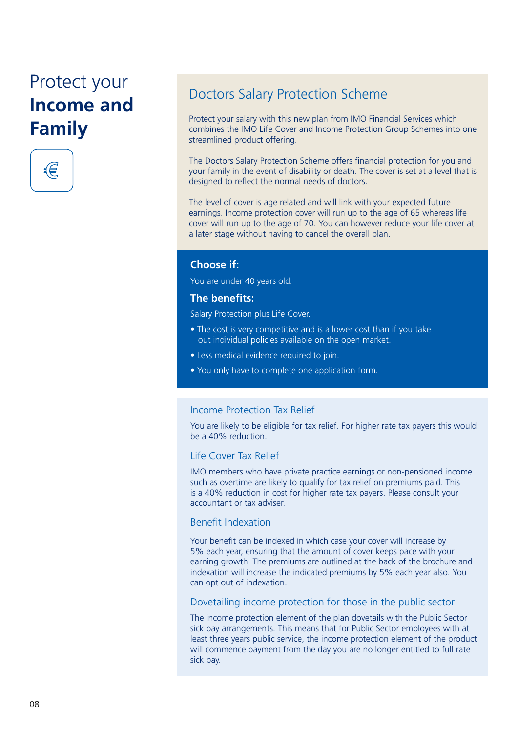# Protect your **Income and Family**

## Doctors Salary Protection Scheme

Protect your salary with this new plan from IMO Financial Services which combines the IMO Life Cover and Income Protection Group Schemes into one streamlined product offering.

The Doctors Salary Protection Scheme offers financial protection for you and your family in the event of disability or death. The cover is set at a level that is designed to reflect the normal needs of doctors.

The level of cover is age related and will link with your expected future earnings. Income protection cover will run up to the age of 65 whereas life cover will run up to the age of 70. You can however reduce your life cover at a later stage without having to cancel the overall plan.

### Choose if:

You are under 40 years old.

### The benefits:

Salary Protection plus Life Cover.

- The cost is very competitive and is a lower cost than if you take out individual policies available on the open market.
- Less medical evidence required to join.
- You only have to complete one application form.

### Income Protection Tax Relief

You are likely to be eligible for tax relief. For higher rate tax payers this would be a 40% reduction.

### Life Cover Tax Relief

IMO members who have private practice earnings or non-pensioned income such as overtime are likely to qualify for tax relief on premiums paid. This is a 40% reduction in cost for higher rate tax payers. Please consult your accountant or tax adviser.

### Benefit Indexation

Your benefit can be indexed in which case your cover will increase by 5% each year, ensuring that the amount of cover keeps pace with your earning growth. The premiums are outlined at the back of the brochure and indexation will increase the indicated premiums by 5% each year also. You can opt out of indexation.

### Dovetailing income protection for those in the public sector

The income protection element of the plan dovetails with the Public Sector sick pay arrangements. This means that for Public Sector employees with at least three years public service, the income protection element of the product will commence payment from the day you are no longer entitled to full rate sick pay.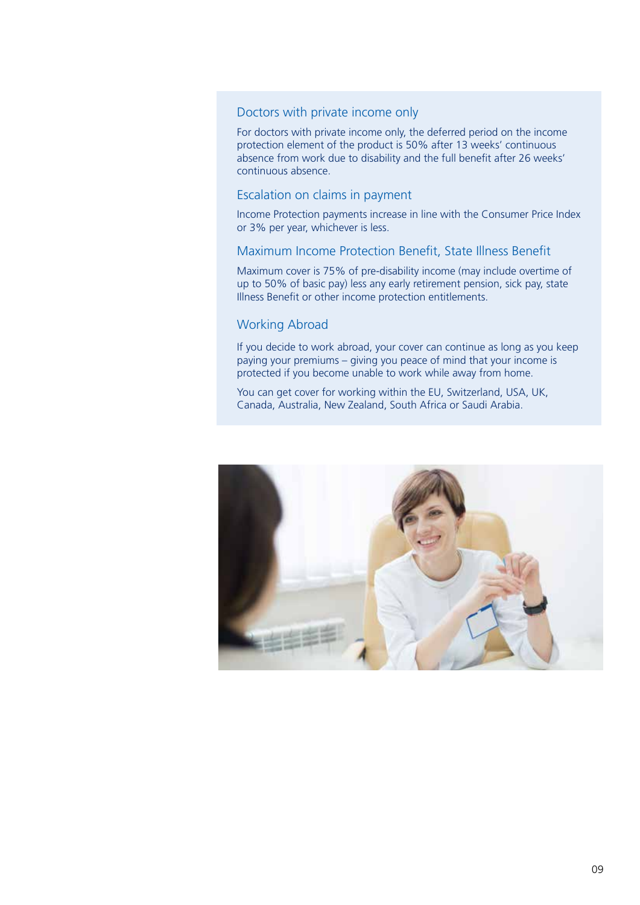## Doctors with private income only

For doctors with private income only, the deferred period on the income protection element of the product is 50% after 13 weeks' continuous absence from work due to disability and the full benefit after 26 weeks' continuous absence.

## Escalation on claims in payment

Income Protection payments increase in line with the Consumer Price Index or 3% per year, whichever is less.

## Maximum Income Protection Benefit, State Illness Benefit

Maximum cover is 75% of pre-disability income (may include overtime of up to 50% of basic pay) less any early retirement pension, sick pay, state Illness Benefit or other income protection entitlements.

## Working Abroad

If you decide to work abroad, your cover can continue as long as you keep paying your premiums – giving you peace of mind that your income is protected if you become unable to work while away from home.

You can get cover for working within the EU, Switzerland, USA, UK, Canada, Australia, New Zealand, South Africa or Saudi Arabia.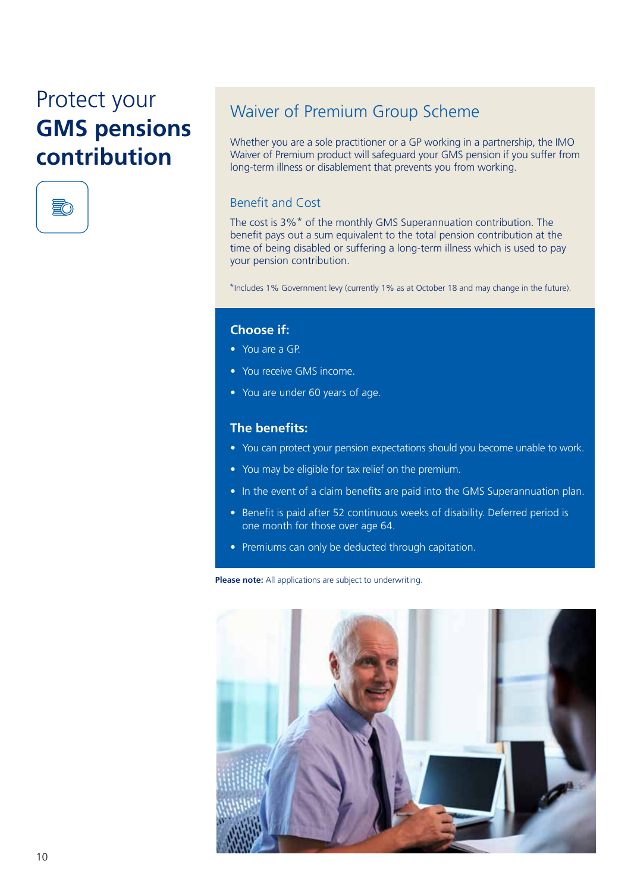# Protect your **GMS pensions contribution**

## Waiver of Premium Group Scheme

Whether you are a sole practitioner or a GP working in a partnership, the IMO Waiver of Premium product will safeguard your GMS pension if you suffer from long-term illness or disablement that prevents you from working.

### Benefit and Cost

The cost is 3%* of the monthly GMS Superannuation contribution. The benefit pays out a sum equivalent to the total pension contribution at the time of being disabled or suffering a long-term illness which is used to pay your pension contribution.

*Includes 1% Government levy (currently 1% as at October 18 and may change in the future).

### Choose if:

- You are a GP.
- You receive GMS income.
- You are under 60 years of age.

### The benefits:

- You can protect your pension expectations should you become unable to work.
- You may be eligible for tax relief on the premium.
- In the event of a claim benefits are paid into the GMS Superannuation plan.
- Benefit is paid after 52 continuous weeks of disability. Deferred period is one month for those over age 64.
- Premiums can only be deducted through capitation.

**Please note:** All applications are subject to underwriting.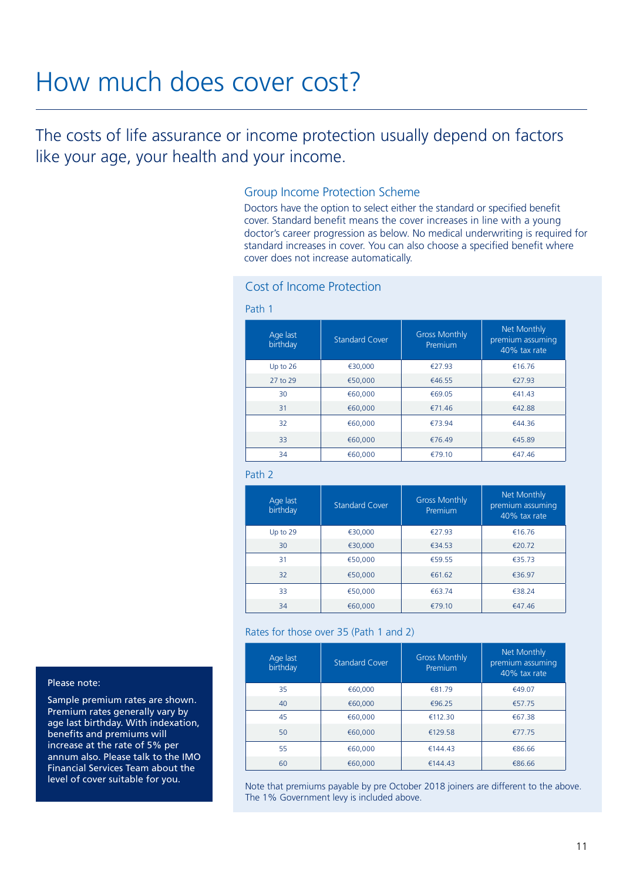# How much does cover cost?

## The costs of life assurance or income protection usually depend on factors like your age, your health and your income.

### Group Income Protection Scheme

Doctors have the option to select either the standard or specified benefit cover. Standard benefit means the cover increases in line with a young doctor's career progression as below. No medical underwriting is required for standard increases in cover. You can also choose a specified benefit where cover does not increase automatically.

### Cost of Income Protection

Path 1

| Age last birthday | Standard Cover | Gross Monthly Premium | Net Monthly premium assuming 40% tax rate |
|---|---|---|---|
| Up to 26 | €30,000 | €27.93 | €16.76 |
| 27 to 29 | €50,000 | €46.55 | €27.93 |
| 30 | €60,000 | €69.05 | €41.43 |
| 31 | €60,000 | €71.46 | €42.88 |
| 32 | €60,000 | €73.94 | €44.36 |
| 33 | €60,000 | €76.49 | €45.89 |
| 34 | €60,000 | €79.10 | €47.46 |

Path 2

| Age last birthday | Standard Cover | Gross Monthly Premium | Net Monthly premium assuming 40% tax rate |
|---|---|---|---|
| Up to 29 | €30,000 | €27.93 | €16.76 |
| 30 | €30,000 | €34.53 | €20.72 |
| 31 | €50,000 | €59.55 | €35.73 |
| 32 | €50,000 | €61.62 | €36.97 |
| 33 | €50,000 | €63.74 | €38.24 |
| 34 | €60,000 | €79.10 | €47.46 |

Rates for those over 35 (Path 1 and 2)

| Age last birthday | Standard Cover | Gross Monthly Premium | Net Monthly premium assuming 40% tax rate |
|---|---|---|---|
| 35 | €60,000 | €81.79 | €49.07 |
| 40 | €60,000 | €96.25 | €57.75 |
| 45 | €60,000 | €112.30 | €67.38 |
| 50 | €60,000 | €129.58 | €77.75 |
| 55 | €60,000 | €144.43 | €86.66 |
| 60 | €60,000 | €144.43 | €86.66 |

Note that premiums payable by pre October 2018 joiners are different to the above. The 1% Government levy is included above.

Please note:

Sample premium rates are shown. Premium rates generally vary by age last birthday. With indexation, benefits and premiums will increase at the rate of 5% per annum also. Please talk to the IMO Financial Services Team about the level of cover suitable for you.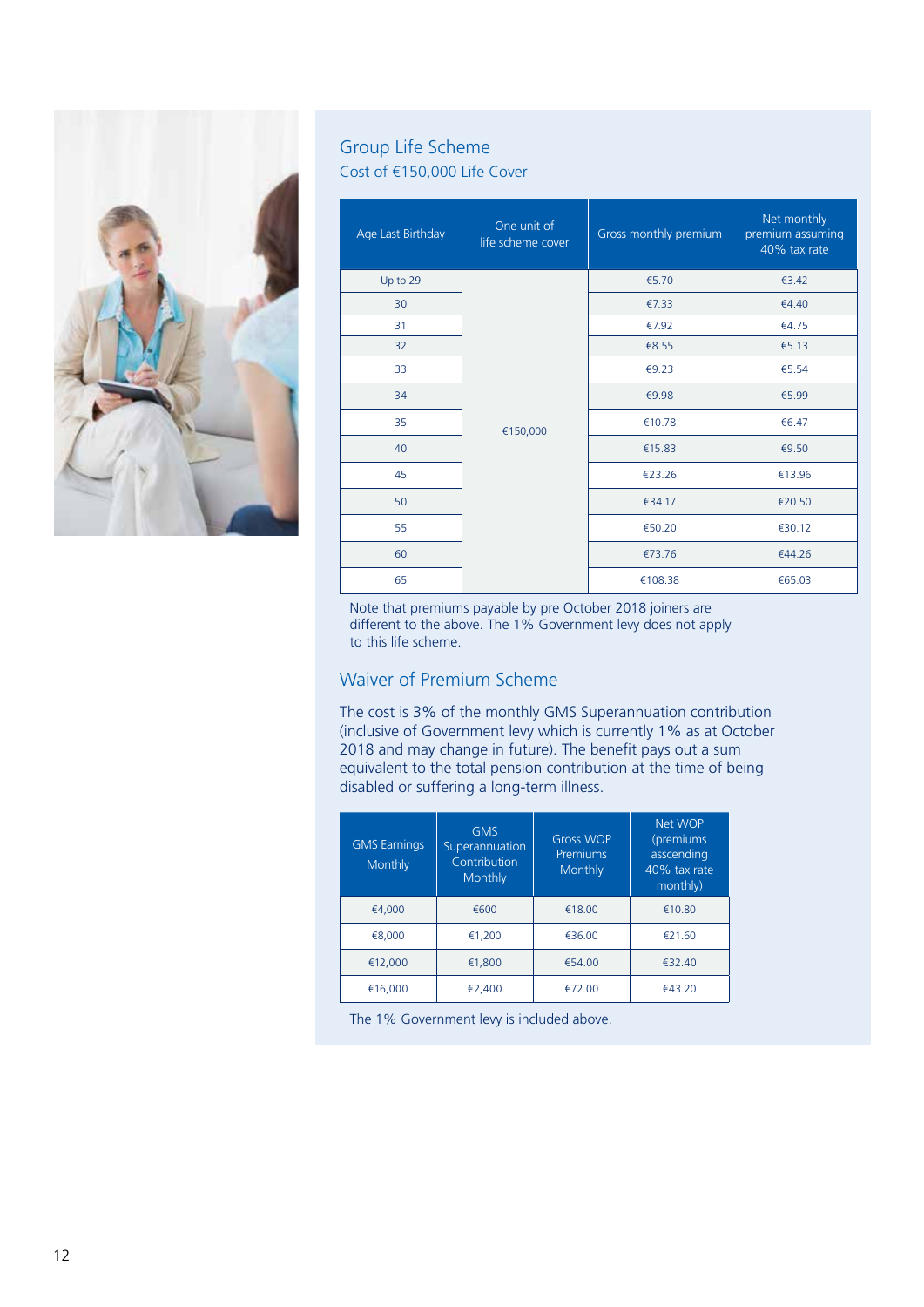## Group Life Scheme

### Cost of €150,000 Life Cover

| Age Last Birthday | One unit of life scheme cover | Gross monthly premium | Net monthly premium assuming 40% tax rate |
|---|---|---|---|
| Up to 29 | €150,000 | €5.70 | €3.42 |
| 30 | | €7.33 | €4.40 |
| 31 | | €7.92 | €4.75 |
| 32 | | €8.55 | €5.13 |
| 33 | | €9.23 | €5.54 |
| 34 | | €9.98 | €5.99 |
| 35 | | €10.78 | €6.47 |
| 40 | | €15.83 | €9.50 |
| 45 | | €23.26 | €13.96 |
| 50 | | €34.17 | €20.50 |
| 55 | | €50.20 | €30.12 |
| 60 | | €73.76 | €44.26 |
| 65 | | €108.38 | €65.03 |

Note that premiums payable by pre October 2018 joiners are different to the above. The 1% Government levy does not apply to this life scheme.

## Waiver of Premium Scheme

The cost is 3% of the monthly GMS Superannuation contribution (inclusive of Government levy which is currently 1% as at October 2018 and may change in future). The benefit pays out a sum equivalent to the total pension contribution at the time of being disabled or suffering a long-term illness.

| GMS Earnings Monthly | GMS Superannuation Contribution Monthly | Gross WOP Premiums Monthly | Net WOP (premiums asscending 40% tax rate monthly) |
|---|---|---|---|
| €4,000 | €600 | €18.00 | €10.80 |
| €8,000 | €1,200 | €36.00 | €21.60 |
| €12,000 | €1,800 | €54.00 | €32.40 |
| €16,000 | €2,400 | €72.00 | €43.20 |

The 1% Government levy is included above.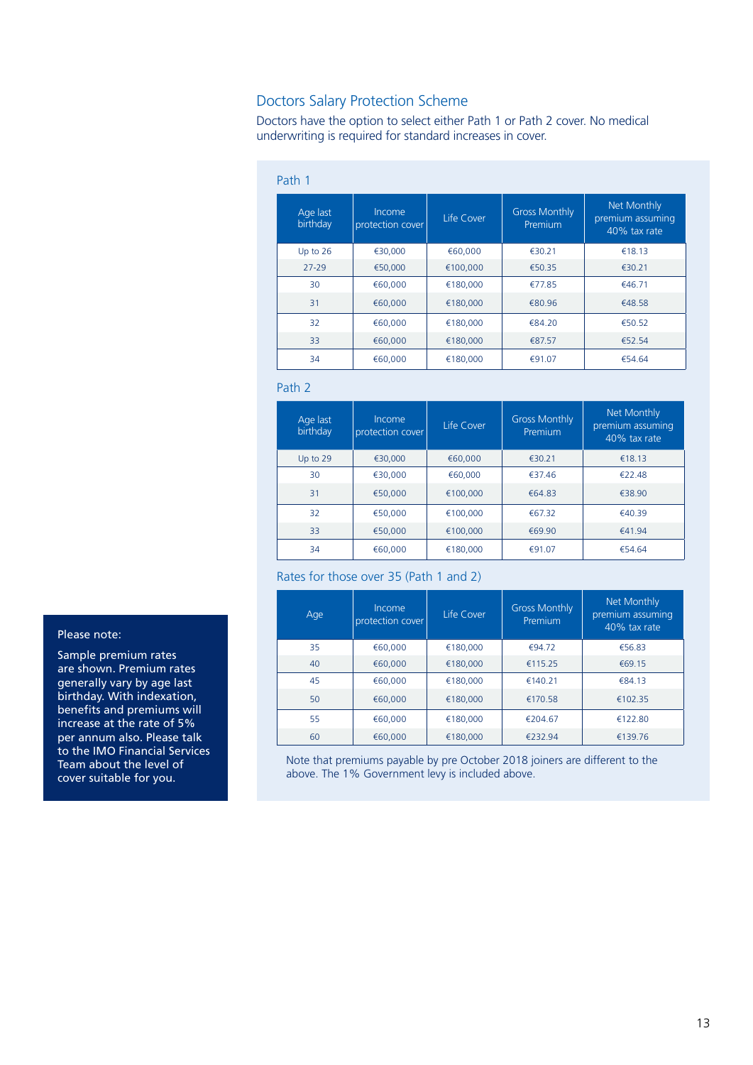## Doctors Salary Protection Scheme

Doctors have the option to select either Path 1 or Path 2 cover. No medical underwriting is required for standard increases in cover.

### Path 1

| Age last birthday | Income protection cover | Life Cover | Gross Monthly Premium | Net Monthly premium assuming 40% tax rate |
|---|---|---|---|---|
| Up to 26 | €30,000 | €60,000 | €30.21 | €18.13 |
| 27-29 | €50,000 | €100,000 | €50.35 | €30.21 |
| 30 | €60,000 | €180,000 | €77.85 | €46.71 |
| 31 | €60,000 | €180,000 | €80.96 | €48.58 |
| 32 | €60,000 | €180,000 | €84.20 | €50.52 |
| 33 | €60,000 | €180,000 | €87.57 | €52.54 |
| 34 | €60,000 | €180,000 | €91.07 | €54.64 |

### Path 2

| Age last birthday | Income protection cover | Life Cover | Gross Monthly Premium | Net Monthly premium assuming 40% tax rate |
|---|---|---|---|---|
| Up to 29 | €30,000 | €60,000 | €30.21 | €18.13 |
| 30 | €30,000 | €60,000 | €37.46 | €22.48 |
| 31 | €50,000 | €100,000 | €64.83 | €38.90 |
| 32 | €50,000 | €100,000 | €67.32 | €40.39 |
| 33 | €50,000 | €100,000 | €69.90 | €41.94 |
| 34 | €60,000 | €180,000 | €91.07 | €54.64 |

### Rates for those over 35 (Path 1 and 2)

| Age | Income protection cover | Life Cover | Gross Monthly Premium | Net Monthly premium assuming 40% tax rate |
|---|---|---|---|---|
| 35 | €60,000 | €180,000 | €94.72 | €56.83 |
| 40 | €60,000 | €180,000 | €115.25 | €69.15 |
| 45 | €60,000 | €180,000 | €140.21 | €84.13 |
| 50 | €60,000 | €180,000 | €170.58 | €102.35 |
| 55 | €60,000 | €180,000 | €204.67 | €122.80 |
| 60 | €60,000 | €180,000 | €232.94 | €139.76 |

Note that premiums payable by pre October 2018 joiners are different to the above. The 1% Government levy is included above.

**Please note:**

Sample premium rates are shown. Premium rates generally vary by age last birthday. With indexation, benefits and premiums will increase at the rate of 5% per annum also. Please talk to the IMO Financial Services Team about the level of cover suitable for you.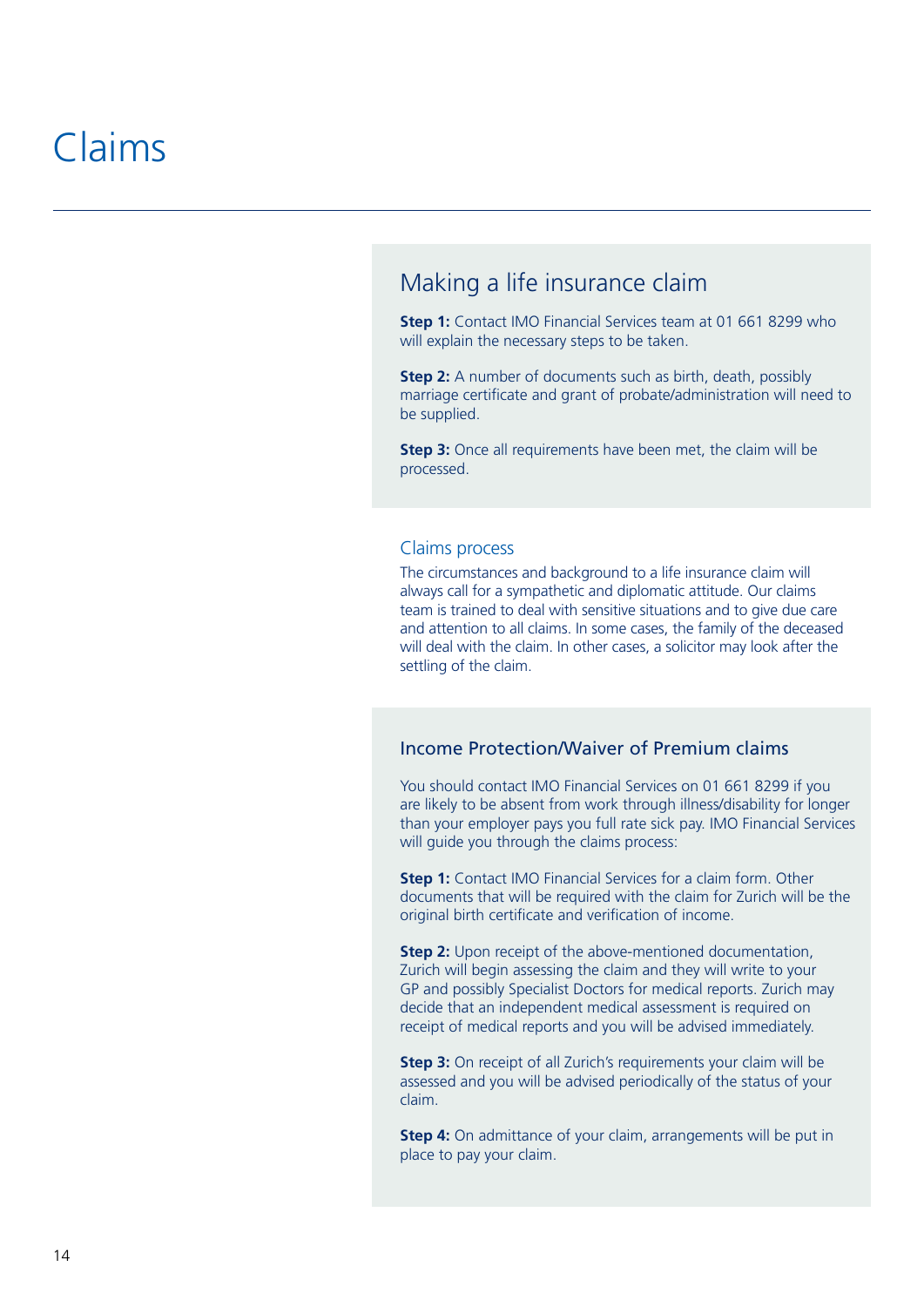# Claims

## Making a life insurance claim

**Step 1:** Contact IMO Financial Services team at 01 661 8299 who will explain the necessary steps to be taken.

**Step 2:** A number of documents such as birth, death, possibly marriage certificate and grant of probate/administration will need to be supplied.

**Step 3:** Once all requirements have been met, the claim will be processed.

### Claims process

The circumstances and background to a life insurance claim will always call for a sympathetic and diplomatic attitude. Our claims team is trained to deal with sensitive situations and to give due care and attention to all claims. In some cases, the family of the deceased will deal with the claim. In other cases, a solicitor may look after the settling of the claim.

## Income Protection/Waiver of Premium claims

You should contact IMO Financial Services on 01 661 8299 if you are likely to be absent from work through illness/disability for longer than your employer pays you full rate sick pay. IMO Financial Services will guide you through the claims process:

**Step 1:** Contact IMO Financial Services for a claim form. Other documents that will be required with the claim for Zurich will be the original birth certificate and verification of income.

**Step 2:** Upon receipt of the above-mentioned documentation, Zurich will begin assessing the claim and they will write to your GP and possibly Specialist Doctors for medical reports. Zurich may decide that an independent medical assessment is required on receipt of medical reports and you will be advised immediately.

**Step 3:** On receipt of all Zurich's requirements your claim will be assessed and you will be advised periodically of the status of your claim.

**Step 4:** On admittance of your claim, arrangements will be put in place to pay your claim.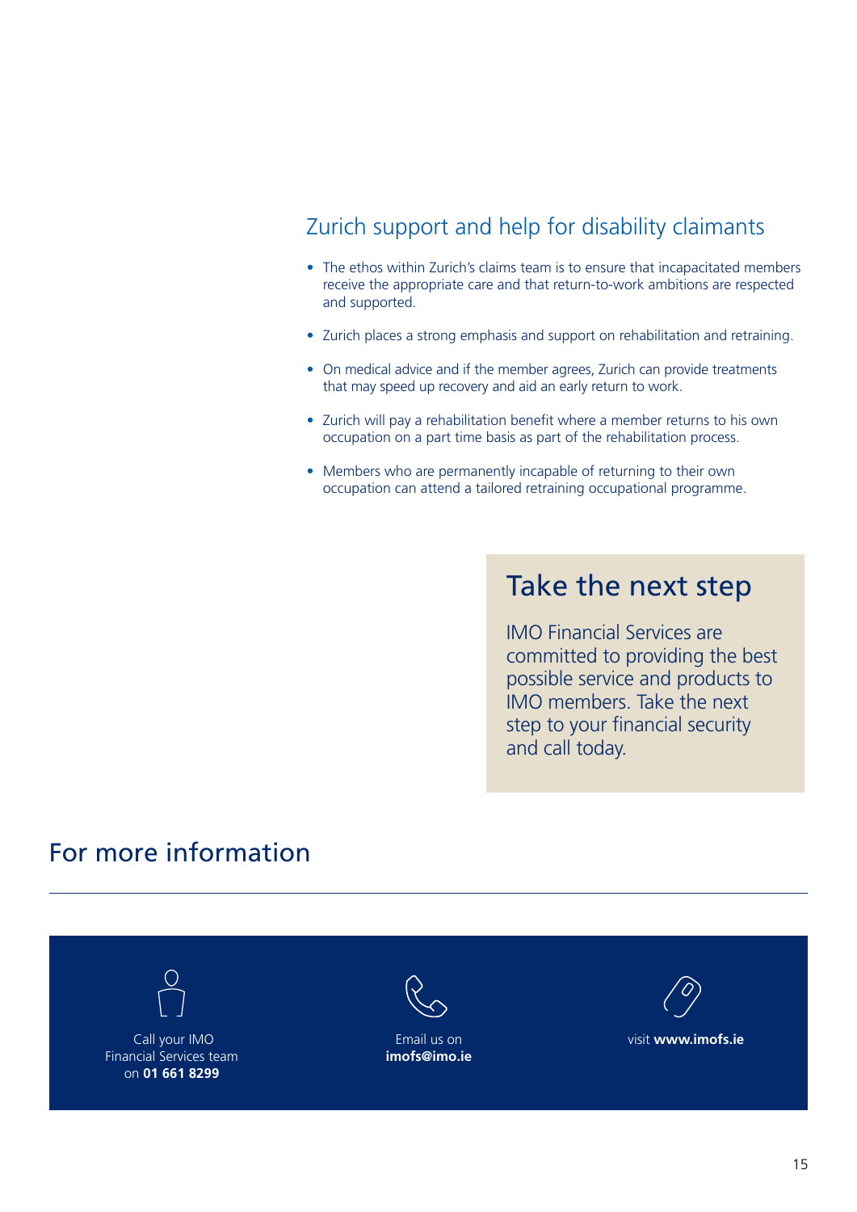## Zurich support and help for disability claimants

- The ethos within Zurich's claims team is to ensure that incapacitated members receive the appropriate care and that return-to-work ambitions are respected and supported.
- Zurich places a strong emphasis and support on rehabilitation and retraining.
- On medical advice and if the member agrees, Zurich can provide treatments that may speed up recovery and aid an early return to work.
- Zurich will pay a rehabilitation benefit where a member returns to his own occupation on a part time basis as part of the rehabilitation process.
- Members who are permanently incapable of returning to their own occupation can attend a tailored retraining occupational programme.

## Take the next step

IMO Financial Services are committed to providing the best possible service and products to IMO members. Take the next step to your financial security and call today.

## For more information

Call your IMO Financial Services team on **01 661 8299**

Email us on **imofs@imo.ie**

visit **www.imofs.ie**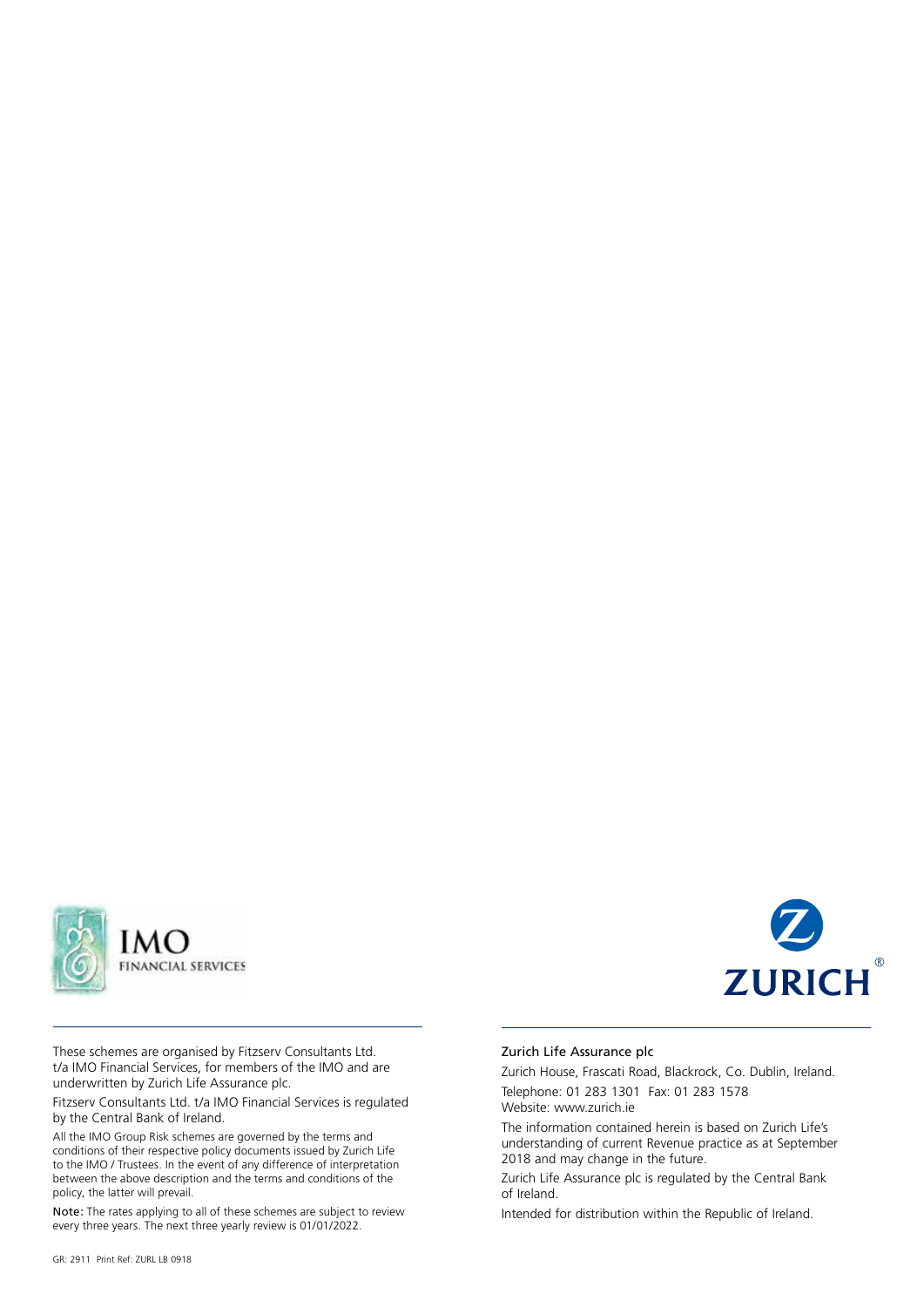IMO FINANCIAL SERVICES

ZURICH®

These schemes are organised by Fitzserv Consultants Ltd. t/a IMO Financial Services, for members of the IMO and are underwritten by Zurich Life Assurance plc.

Fitzserv Consultants Ltd. t/a IMO Financial Services is regulated by the Central Bank of Ireland.

All the IMO Group Risk schemes are governed by the terms and conditions of their respective policy documents issued by Zurich Life to the IMO / Trustees. In the event of any difference of interpretation between the above description and the terms and conditions of the policy, the latter will prevail.

**Note:** The rates applying to all of these schemes are subject to review every three years. The next three yearly review is 01/01/2022.

Zurich Life Assurance plc

Zurich House, Frascati Road, Blackrock, Co. Dublin, Ireland.

Telephone: 01 283 1301 Fax: 01 283 1578
Website: www.zurich.ie

The information contained herein is based on Zurich Life's understanding of current Revenue practice as at September 2018 and may change in the future.

Zurich Life Assurance plc is regulated by the Central Bank of Ireland.

Intended for distribution within the Republic of Ireland.

GR: 2911 Print Ref: ZURL LB 0918